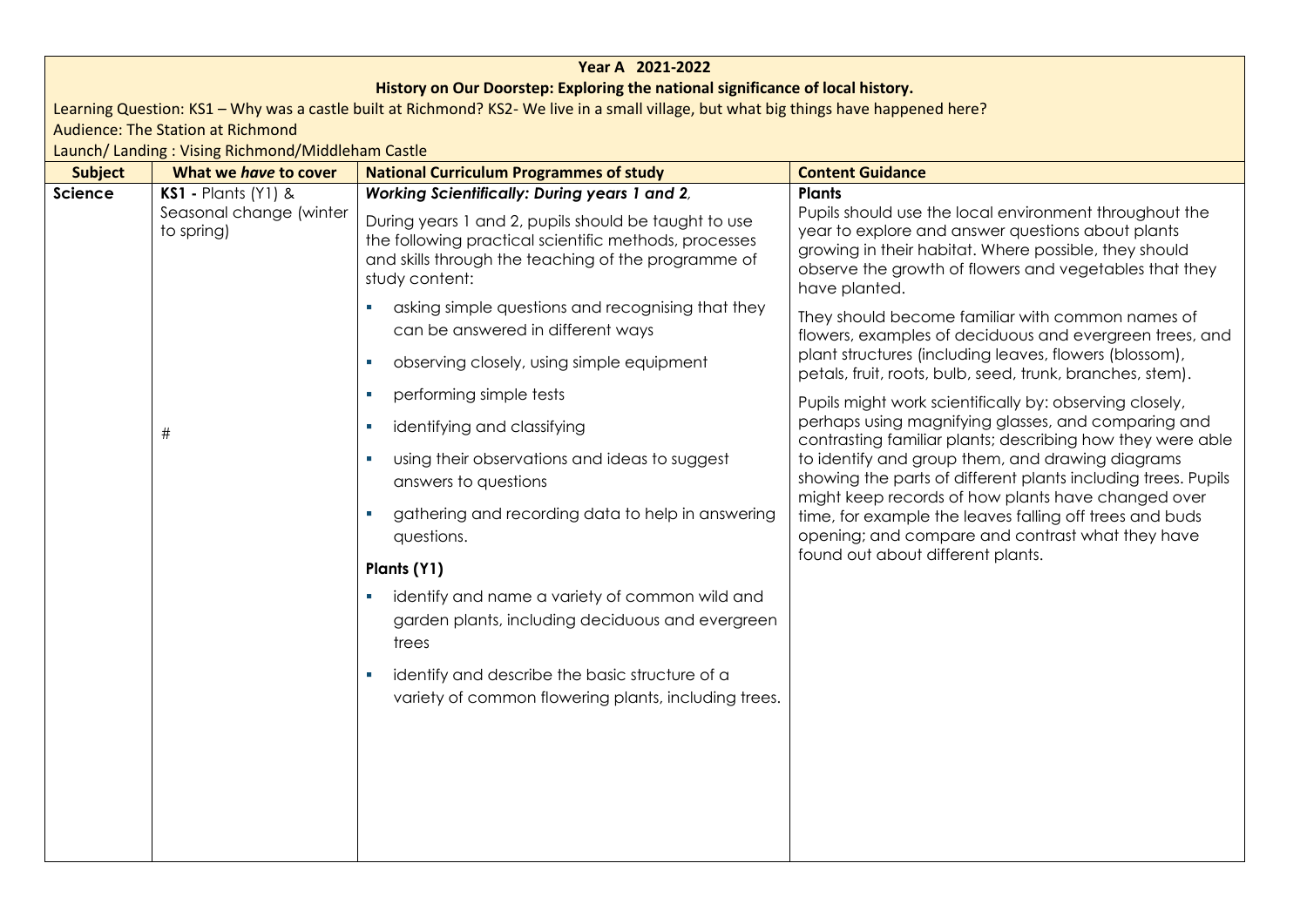**Year A 2021-2022**

**History on Our Doorstep: Exploring the national significance of local history.**

Learning Question: KS1 – Why was a castle built at Richmond? KS2- We live in a small village, but what big things have happened here?

Audience: The Station at Richmond

Launch/ Landing : Vising Richmond/Middleham Castle

| Subject | What we *have* to cover | National Curriculum Programmes of study | Content Guidance |
|---|---|---|---|
| **Science** | **KS1 -** Plants (Y1) & Seasonal change (winter to spring)<br><br>#| ***Working Scientifically: During years 1 and 2,***<br>During years 1 and 2, pupils should be taught to use the following practical scientific methods, processes and skills through the teaching of the programme of study content:<br>- asking simple questions and recognising that they can be answered in different ways<br>- observing closely, using simple equipment<br>- performing simple tests<br>- identifying and classifying<br>- using their observations and ideas to suggest answers to questions<br>- gathering and recording data to help in answering questions.<br><br>**Plants (Y1)**<br>- identify and name a variety of common wild and garden plants, including deciduous and evergreen trees<br>- identify and describe the basic structure of a variety of common flowering plants, including trees. | **Plants**<br>Pupils should use the local environment throughout the year to explore and answer questions about plants growing in their habitat. Where possible, they should observe the growth of flowers and vegetables that they have planted.<br>They should become familiar with common names of flowers, examples of deciduous and evergreen trees, and plant structures (including leaves, flowers (blossom), petals, fruit, roots, bulb, seed, trunk, branches, stem).<br>Pupils might work scientifically by: observing closely, perhaps using magnifying glasses, and comparing and contrasting familiar plants; describing how they were able to identify and group them, and drawing diagrams showing the parts of different plants including trees. Pupils might keep records of how plants have changed over time, for example the leaves falling off trees and buds opening; and compare and contrast what they have found out about different plants. |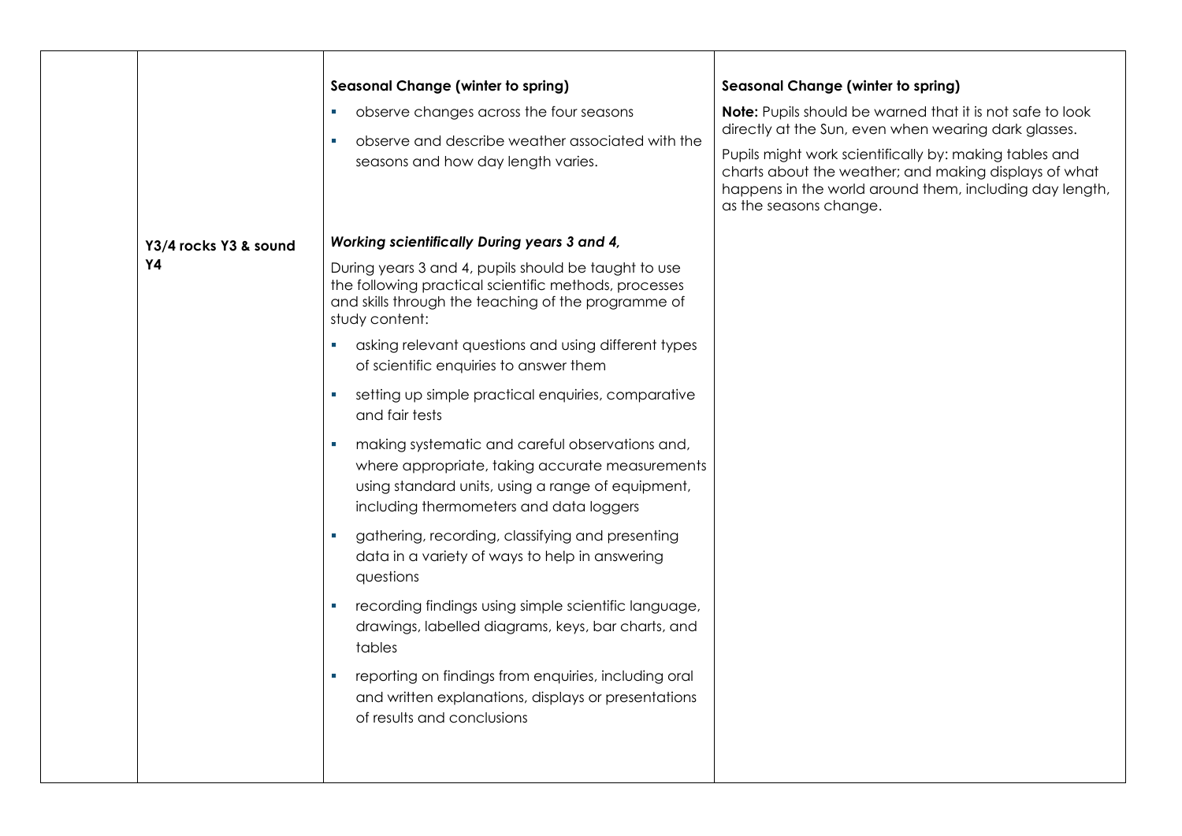| | | | |
|---|---|---|---|
| | | **Seasonal Change (winter to spring)**<br>▪ observe changes across the four seasons<br>▪ observe and describe weather associated with the seasons and how day length varies. | **Seasonal Change (winter to spring)**<br>**Note:** Pupils should be warned that it is not safe to look directly at the Sun, even when wearing dark glasses.<br>Pupils might work scientifically by: making tables and charts about the weather; and making displays of what happens in the world around them, including day length, as the seasons change. |
| | **Y3/4 rocks Y3 & sound Y4** | ***Working scientifically During years 3 and 4,***<br>During years 3 and 4, pupils should be taught to use the following practical scientific methods, processes and skills through the teaching of the programme of study content:<br>▪ asking relevant questions and using different types of scientific enquiries to answer them<br>▪ setting up simple practical enquiries, comparative and fair tests<br>▪ making systematic and careful observations and, where appropriate, taking accurate measurements using standard units, using a range of equipment, including thermometers and data loggers<br>▪ gathering, recording, classifying and presenting data in a variety of ways to help in answering questions<br>▪ recording findings using simple scientific language, drawings, labelled diagrams, keys, bar charts, and tables<br>▪ reporting on findings from enquiries, including oral and written explanations, displays or presentations of results and conclusions | |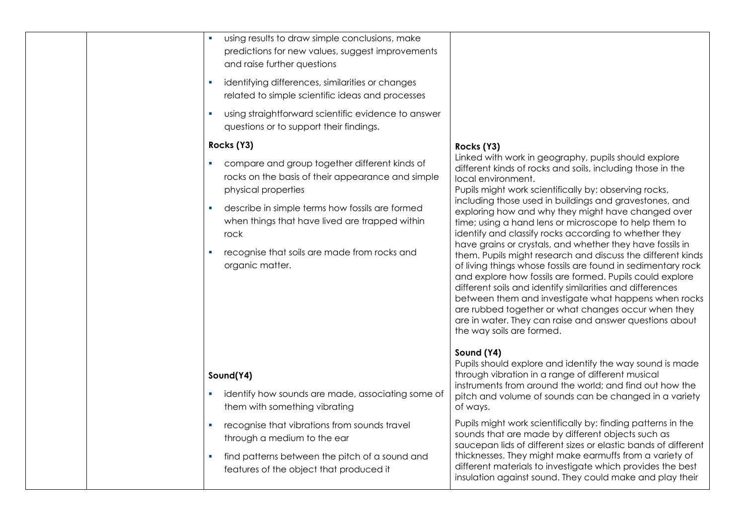| | | | |
|---|---|---|---|
| | | ▪ using results to draw simple conclusions, make predictions for new values, suggest improvements and raise further questions<br>▪ identifying differences, similarities or changes related to simple scientific ideas and processes<br>▪ using straightforward scientific evidence to answer questions or to support their findings. | |
| | | **Rocks (Y3)**<br>▪ compare and group together different kinds of rocks on the basis of their appearance and simple physical properties<br>▪ describe in simple terms how fossils are formed when things that have lived are trapped within rock<br>▪ recognise that soils are made from rocks and organic matter. | **Rocks (Y3)**<br>Linked with work in geography, pupils should explore different kinds of rocks and soils, including those in the local environment.<br>Pupils might work scientifically by: observing rocks, including those used in buildings and gravestones, and exploring how and why they might have changed over time; using a hand lens or microscope to help them to identify and classify rocks according to whether they have grains or crystals, and whether they have fossils in them. Pupils might research and discuss the different kinds of living things whose fossils are found in sedimentary rock and explore how fossils are formed. Pupils could explore different soils and identify similarities and differences between them and investigate what happens when rocks are rubbed together or what changes occur when they are in water. They can raise and answer questions about the way soils are formed. |
| | | **Sound(Y4)**<br>▪ identify how sounds are made, associating some of them with something vibrating<br>▪ recognise that vibrations from sounds travel through a medium to the ear<br>▪ find patterns between the pitch of a sound and features of the object that produced it | **Sound (Y4)**<br>Pupils should explore and identify the way sound is made through vibration in a range of different musical instruments from around the world; and find out how the pitch and volume of sounds can be changed in a variety of ways.<br>Pupils might work scientifically by: finding patterns in the sounds that are made by different objects such as saucepan lids of different sizes or elastic bands of different thicknesses. They might make earmuffs from a variety of different materials to investigate which provides the best insulation against sound. They could make and play their |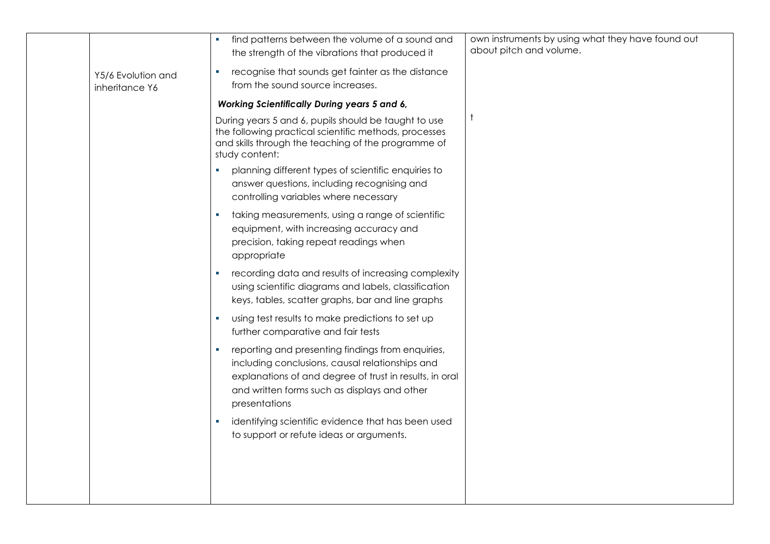| | | | |
|---|---|---|---|
| | Y5/6 Evolution and inheritance Y6 | - find patterns between the volume of a sound and the strength of the vibrations that produced it<br>- recognise that sounds get fainter as the distance from the sound source increases.<br><br>***Working Scientifically During years 5 and 6,***<br><br>During years 5 and 6, pupils should be taught to use the following practical scientific methods, processes and skills through the teaching of the programme of study content:<br><br>- planning different types of scientific enquiries to answer questions, including recognising and controlling variables where necessary<br>- taking measurements, using a range of scientific equipment, with increasing accuracy and precision, taking repeat readings when appropriate<br>- recording data and results of increasing complexity using scientific diagrams and labels, classification keys, tables, scatter graphs, bar and line graphs<br>- using test results to make predictions to set up further comparative and fair tests<br>- reporting and presenting findings from enquiries, including conclusions, causal relationships and explanations of and degree of trust in results, in oral and written forms such as displays and other presentations<br>- identifying scientific evidence that has been used to support or refute ideas or arguments. | own instruments by using what they have found out about pitch and volume.<br><br>t |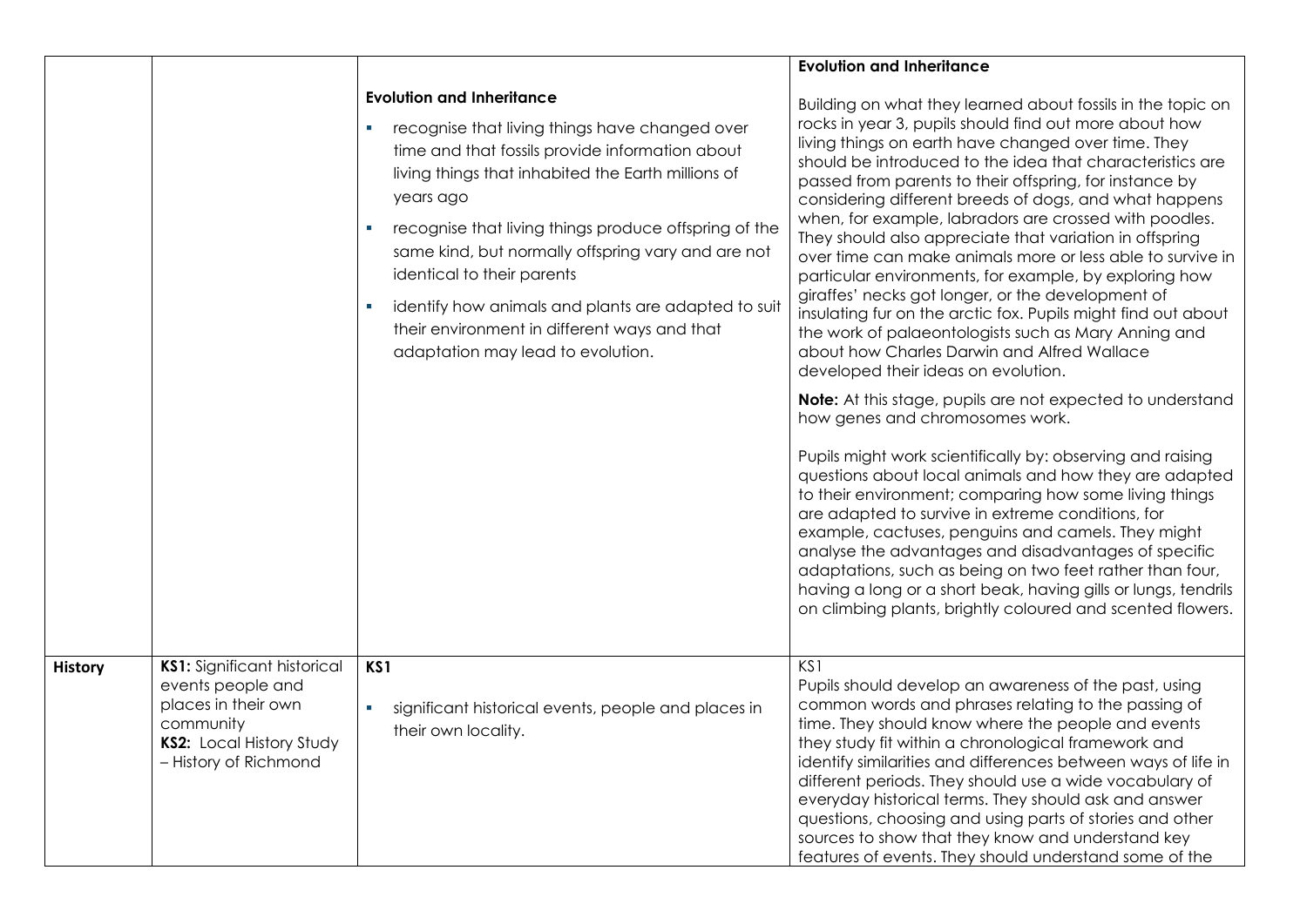| | | | |
|---|---|---|---|
| | | **Evolution and Inheritance**<br><br>- recognise that living things have changed over time and that fossils provide information about living things that inhabited the Earth millions of years ago<br>- recognise that living things produce offspring of the same kind, but normally offspring vary and are not identical to their parents<br>- identify how animals and plants are adapted to suit their environment in different ways and that adaptation may lead to evolution. | **Evolution and Inheritance**<br><br>Building on what they learned about fossils in the topic on rocks in year 3, pupils should find out more about how living things on earth have changed over time. They should be introduced to the idea that characteristics are passed from parents to their offspring, for instance by considering different breeds of dogs, and what happens when, for example, labradors are crossed with poodles. They should also appreciate that variation in offspring over time can make animals more or less able to survive in particular environments, for example, by exploring how giraffes' necks got longer, or the development of insulating fur on the arctic fox. Pupils might find out about the work of palaeontologists such as Mary Anning and about how Charles Darwin and Alfred Wallace developed their ideas on evolution.<br><br>**Note:** At this stage, pupils are not expected to understand how genes and chromosomes work.<br><br>Pupils might work scientifically by: observing and raising questions about local animals and how they are adapted to their environment; comparing how some living things are adapted to survive in extreme conditions, for example, cactuses, penguins and camels. They might analyse the advantages and disadvantages of specific adaptations, such as being on two feet rather than four, having a long or a short beak, having gills or lungs, tendrils on climbing plants, brightly coloured and scented flowers. |
| **History** | **KS1:** Significant historical events people and places in their own community<br>**KS2:** Local History Study – History of Richmond | **KS1**<br><br>- significant historical events, people and places in their own locality. | KS1<br>Pupils should develop an awareness of the past, using common words and phrases relating to the passing of time. They should know where the people and events they study fit within a chronological framework and identify similarities and differences between ways of life in different periods. They should use a wide vocabulary of everyday historical terms. They should ask and answer questions, choosing and using parts of stories and other sources to show that they know and understand key features of events. They should understand some of the |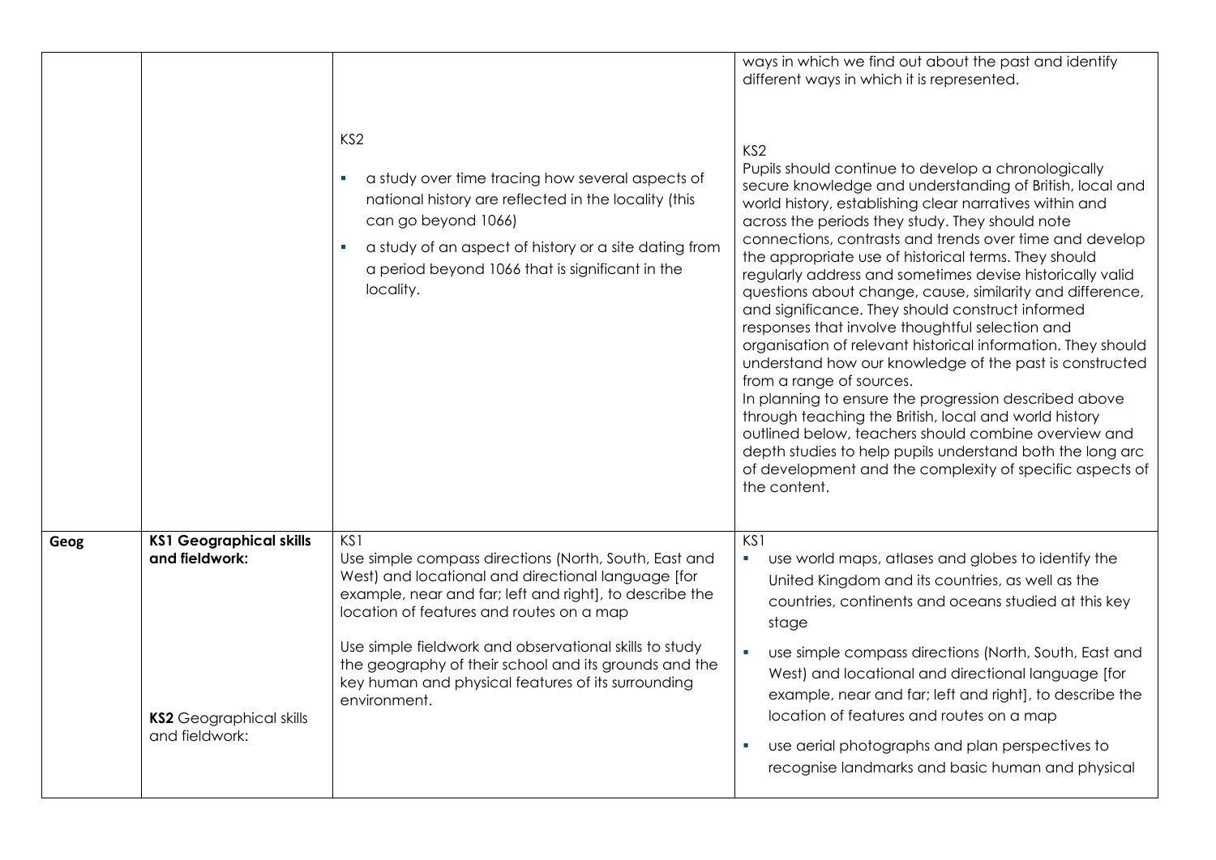| | | | |
|---|---|---|---|
| | | KS2<br><br>▪ a study over time tracing how several aspects of national history are reflected in the locality (this can go beyond 1066)<br>▪ a study of an aspect of history or a site dating from a period beyond 1066 that is significant in the locality. | ways in which we find out about the past and identify different ways in which it is represented.<br><br>KS2<br>Pupils should continue to develop a chronologically secure knowledge and understanding of British, local and world history, establishing clear narratives within and across the periods they study. They should note connections, contrasts and trends over time and develop the appropriate use of historical terms. They should regularly address and sometimes devise historically valid questions about change, cause, similarity and difference, and significance. They should construct informed responses that involve thoughtful selection and organisation of relevant historical information. They should understand how our knowledge of the past is constructed from a range of sources.<br>In planning to ensure the progression described above through teaching the British, local and world history outlined below, teachers should combine overview and depth studies to help pupils understand both the long arc of development and the complexity of specific aspects of the content. |
| **Geog** | **KS1 Geographical skills and fieldwork:**<br><br>**KS2** Geographical skills and fieldwork: | KS1<br>Use simple compass directions (North, South, East and West) and locational and directional language [for example, near and far; left and right], to describe the location of features and routes on a map<br><br>Use simple fieldwork and observational skills to study the geography of their school and its grounds and the key human and physical features of its surrounding environment. | KS1<br>▪ use world maps, atlases and globes to identify the United Kingdom and its countries, as well as the countries, continents and oceans studied at this key stage<br>▪ use simple compass directions (North, South, East and West) and locational and directional language [for example, near and far; left and right], to describe the location of features and routes on a map<br>▪ use aerial photographs and plan perspectives to recognise landmarks and basic human and physical |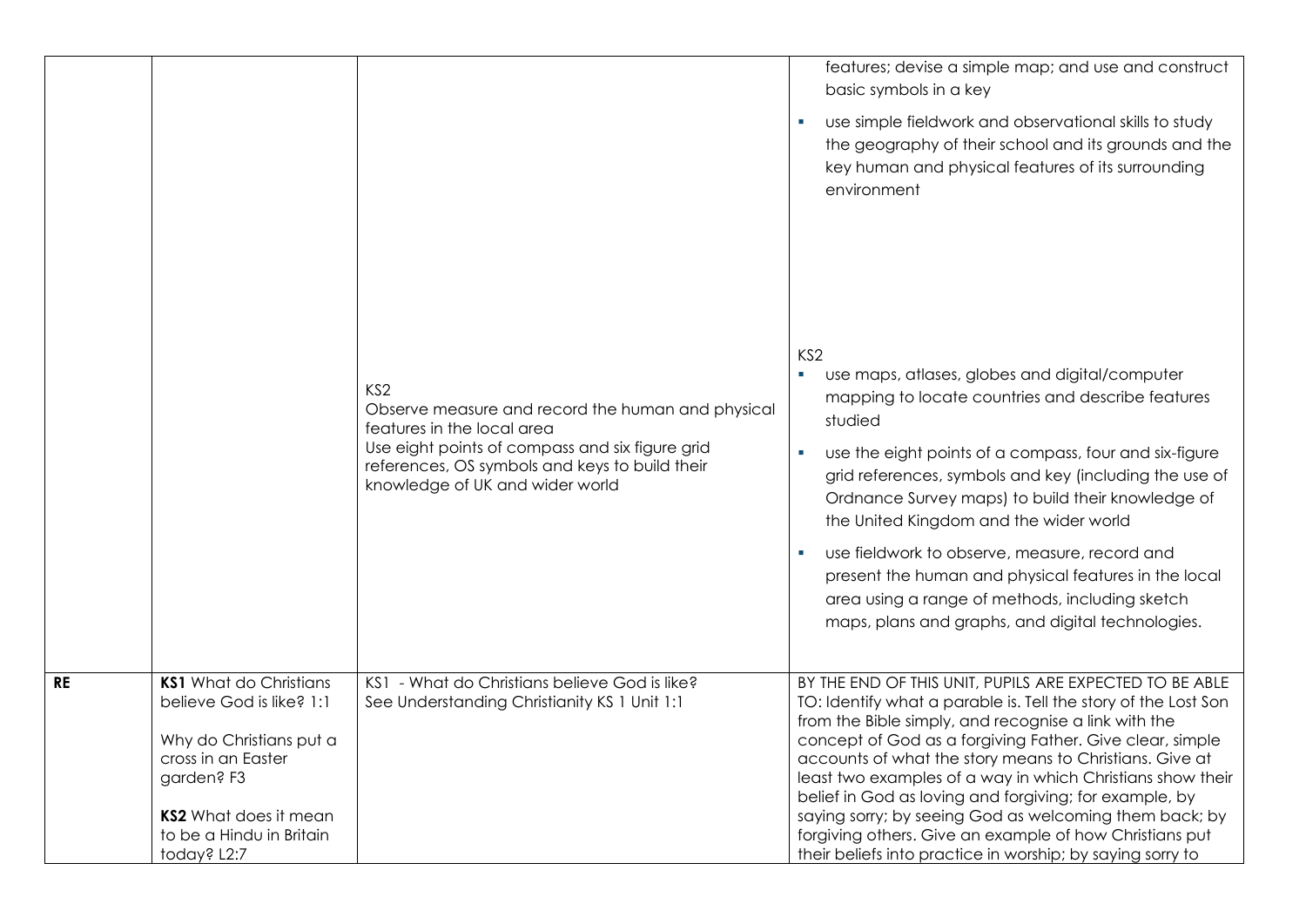| | | | |
|---|---|---|---|
| | | | features; devise a simple map; and use and construct basic symbols in a key<br>▪ use simple fieldwork and observational skills to study the geography of their school and its grounds and the key human and physical features of its surrounding environment |
| | | KS2<br>Observe measure and record the human and physical features in the local area<br>Use eight points of compass and six figure grid references, OS symbols and keys to build their knowledge of UK and wider world | KS2<br>▪ use maps, atlases, globes and digital/computer mapping to locate countries and describe features studied<br>▪ use the eight points of a compass, four and six-figure grid references, symbols and key (including the use of Ordnance Survey maps) to build their knowledge of the United Kingdom and the wider world<br>▪ use fieldwork to observe, measure, record and present the human and physical features in the local area using a range of methods, including sketch maps, plans and graphs, and digital technologies. |
| **RE** | **KS1** What do Christians believe God is like? 1:1<br><br>Why do Christians put a cross in an Easter garden? F3<br><br>**KS2** What does it mean to be a Hindu in Britain today? L2:7 | KS1 - What do Christians believe God is like?<br>See Understanding Christianity KS 1 Unit 1:1 | BY THE END OF THIS UNIT, PUPILS ARE EXPECTED TO BE ABLE TO: Identify what a parable is. Tell the story of the Lost Son from the Bible simply, and recognise a link with the concept of God as a forgiving Father. Give clear, simple accounts of what the story means to Christians. Give at least two examples of a way in which Christians show their belief in God as loving and forgiving; for example, by saying sorry; by seeing God as welcoming them back; by forgiving others. Give an example of how Christians put their beliefs into practice in worship; by saying sorry to |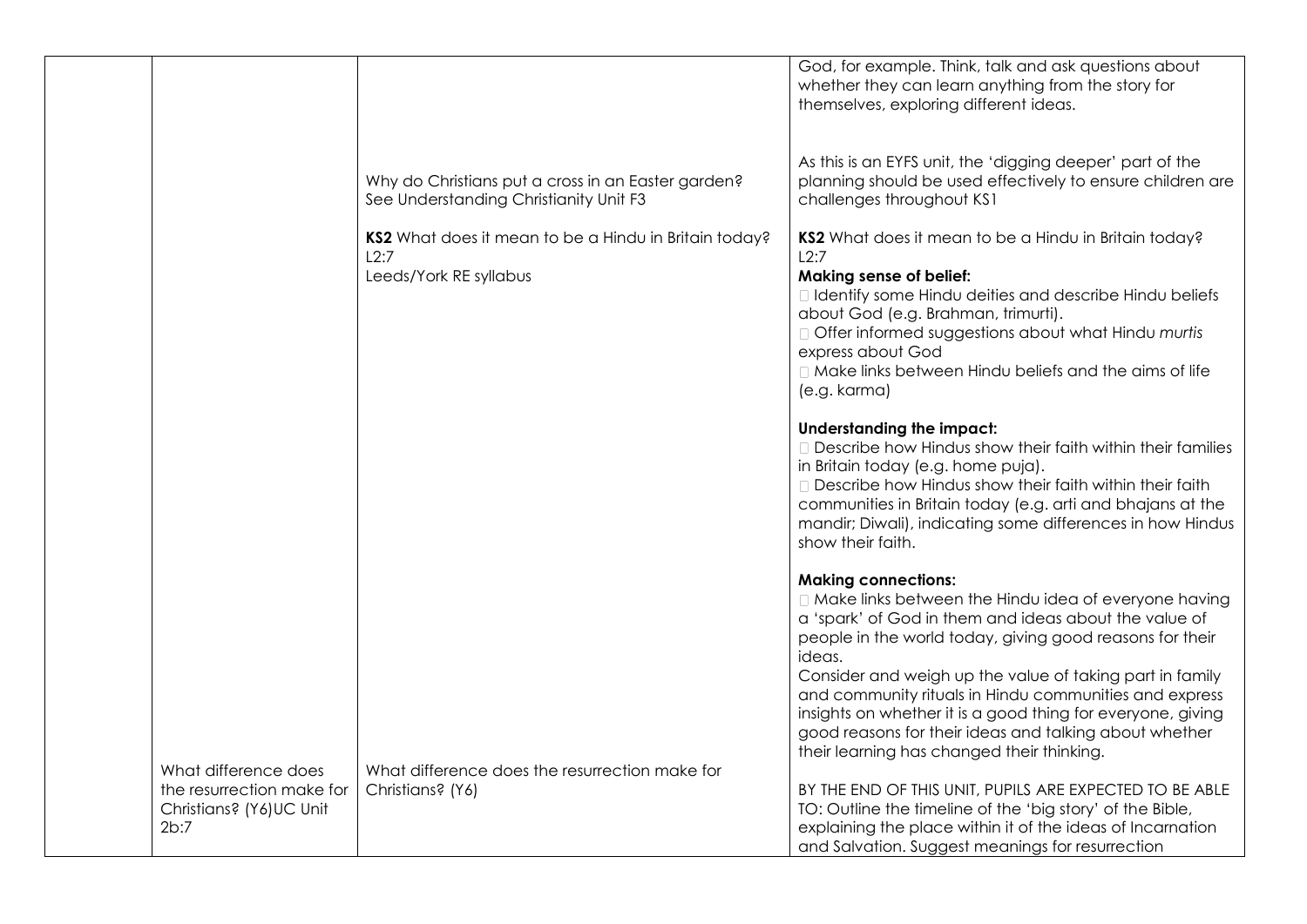| | | | |
|---|---|---|---|
| | | | God, for example. Think, talk and ask questions about whether they can learn anything from the story for themselves, exploring different ideas. |
| | | Why do Christians put a cross in an Easter garden? See Understanding Christianity Unit F3 | As this is an EYFS unit, the 'digging deeper' part of the planning should be used effectively to ensure children are challenges throughout KS1 |
| | | **KS2** What does it mean to be a Hindu in Britain today? L2:7 Leeds/York RE syllabus | **KS2** What does it mean to be a Hindu in Britain today? L2:7<br>**Making sense of belief:**<br> Identify some Hindu deities and describe Hindu beliefs about God (e.g. Brahman, trimurti).<br> Offer informed suggestions about what Hindu *murtis* express about God<br> Make links between Hindu beliefs and the aims of life (e.g. karma)<br><br>**Understanding the impact:**<br> Describe how Hindus show their faith within their families in Britain today (e.g. home puja).<br> Describe how Hindus show their faith within their faith communities in Britain today (e.g. arti and bhajans at the mandir; Diwali), indicating some differences in how Hindus show their faith.<br><br>**Making connections:**<br> Make links between the Hindu idea of everyone having a 'spark' of God in them and ideas about the value of people in the world today, giving good reasons for their ideas.<br>Consider and weigh up the value of taking part in family and community rituals in Hindu communities and express insights on whether it is a good thing for everyone, giving good reasons for their ideas and talking about whether their learning has changed their thinking. |
| | What difference does the resurrection make for Christians? (Y6)UC Unit 2b:7 | What difference does the resurrection make for Christians? (Y6) | BY THE END OF THIS UNIT, PUPILS ARE EXPECTED TO BE ABLE TO: Outline the timeline of the 'big story' of the Bible, explaining the place within it of the ideas of Incarnation and Salvation. Suggest meanings for resurrection |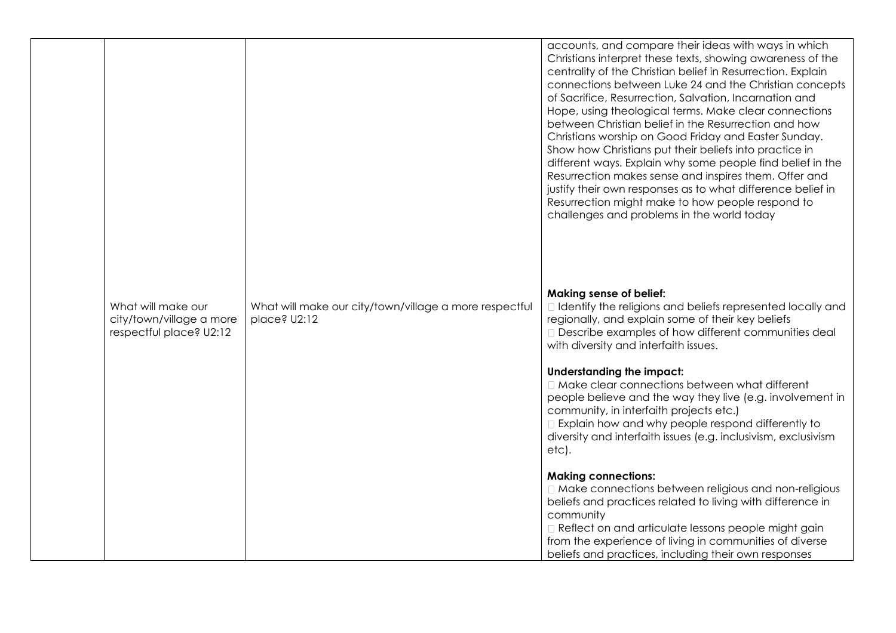| | | | |
|---|---|---|---|
| | | | accounts, and compare their ideas with ways in which Christians interpret these texts, showing awareness of the centrality of the Christian belief in Resurrection. Explain connections between Luke 24 and the Christian concepts of Sacrifice, Resurrection, Salvation, Incarnation and Hope, using theological terms. Make clear connections between Christian belief in the Resurrection and how Christians worship on Good Friday and Easter Sunday. Show how Christians put their beliefs into practice in different ways. Explain why some people find belief in the Resurrection makes sense and inspires them. Offer and justify their own responses as to what difference belief in Resurrection might make to how people respond to challenges and problems in the world today |
| | What will make our city/town/village a more respectful place? U2:12 | What will make our city/town/village a more respectful place? U2:12 | **Making sense of belief:**<br>- Identify the religions and beliefs represented locally and regionally, and explain some of their key beliefs<br>- Describe examples of how different communities deal with diversity and interfaith issues.<br><br>**Understanding the impact:**<br>- Make clear connections between what different people believe and the way they live (e.g. involvement in community, in interfaith projects etc.)<br>- Explain how and why people respond differently to diversity and interfaith issues (e.g. inclusivism, exclusivism etc).<br><br>**Making connections:**<br>- Make connections between religious and non-religious beliefs and practices related to living with difference in community<br>- Reflect on and articulate lessons people might gain from the experience of living in communities of diverse beliefs and practices, including their own responses |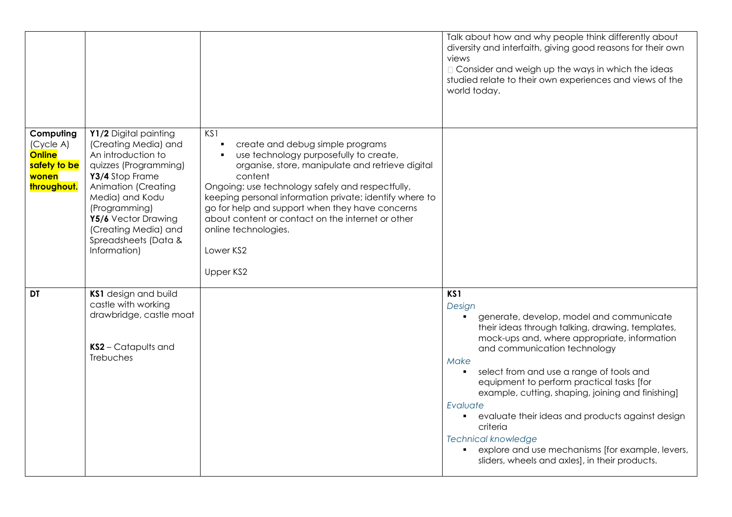| | | | |
|---|---|---|---|
| | | | Talk about how and why people think differently about diversity and interfaith, giving good reasons for their own views<br> Consider and weigh up the ways in which the ideas studied relate to their own experiences and views of the world today. |
| **Computing** (Cycle A) **Online safety to be wonen throughout.** | **Y1/2** Digital painting (Creating Media) and An introduction to quizzes (Programming)<br>**Y3/4** Stop Frame Animation (Creating Media) and Kodu (Programming)<br>**Y5/6** Vector Drawing (Creating Media) and Spreadsheets (Data & Information) | KS1<br>▪ create and debug simple programs<br>▪ use technology purposefully to create, organise, store, manipulate and retrieve digital content<br>Ongoing: use technology safely and respectfully, keeping personal information private; identify where to go for help and support when they have concerns about content or contact on the internet or other online technologies.<br><br>Lower KS2<br><br>Upper KS2 | |
| **DT** | **KS1** design and build castle with working drawbridge, castle moat<br><br>**KS2** – Catapults and Trebuches | | **KS1**<br>*Design*<br>▪ generate, develop, model and communicate their ideas through talking, drawing, templates, mock-ups and, where appropriate, information and communication technology<br>*Make*<br>▪ select from and use a range of tools and equipment to perform practical tasks [for example, cutting, shaping, joining and finishing]<br>*Evaluate*<br>▪ evaluate their ideas and products against design criteria<br>*Technical knowledge*<br>▪ explore and use mechanisms [for example, levers, sliders, wheels and axles], in their products. |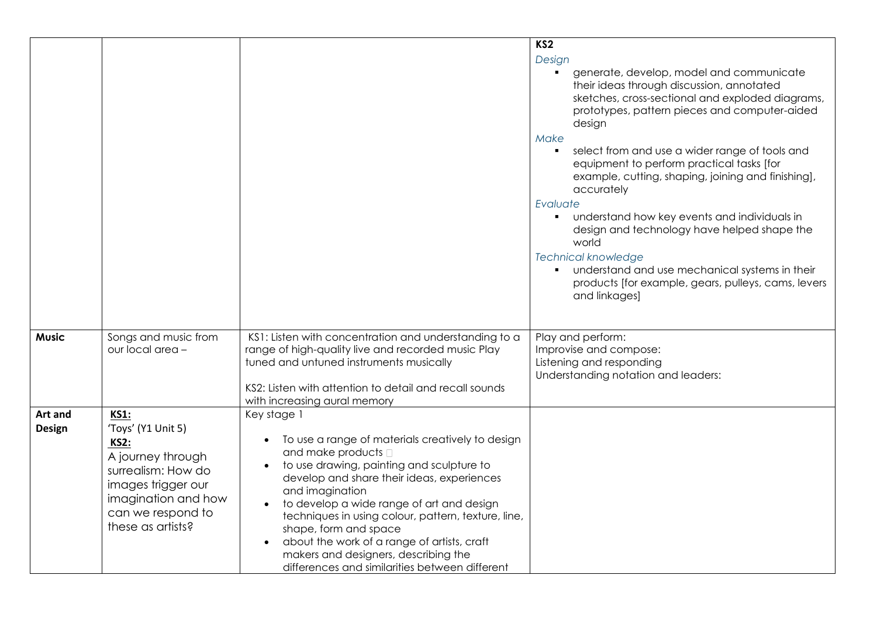| | | | |
|---|---|---|---|
| | | | **KS2**<br>*Design*<br>▪ generate, develop, model and communicate their ideas through discussion, annotated sketches, cross-sectional and exploded diagrams, prototypes, pattern pieces and computer-aided design<br>*Make*<br>▪ select from and use a wider range of tools and equipment to perform practical tasks [for example, cutting, shaping, joining and finishing], accurately<br>*Evaluate*<br>▪ understand how key events and individuals in design and technology have helped shape the world<br>*Technical knowledge*<br>▪ understand and use mechanical systems in their products [for example, gears, pulleys, cams, levers and linkages] |
| **Music** | Songs and music from our local area – | KS1: Listen with concentration and understanding to a range of high-quality live and recorded music Play tuned and untuned instruments musically<br><br>KS2: Listen with attention to detail and recall sounds with increasing aural memory | Play and perform:<br>Improvise and compose:<br>Listening and responding<br>Understanding notation and leaders: |
| **Art and Design** | **KS1:**<br>'Toys' (Y1 Unit 5)<br>**KS2:**<br>A journey through surrealism: How do images trigger our imagination and how can we respond to these as artists? | Key stage 1<br>• To use a range of materials creatively to design and make products<br>• to use drawing, painting and sculpture to develop and share their ideas, experiences and imagination<br>• to develop a wide range of art and design techniques in using colour, pattern, texture, line, shape, form and space<br>• about the work of a range of artists, craft makers and designers, describing the differences and similarities between different | |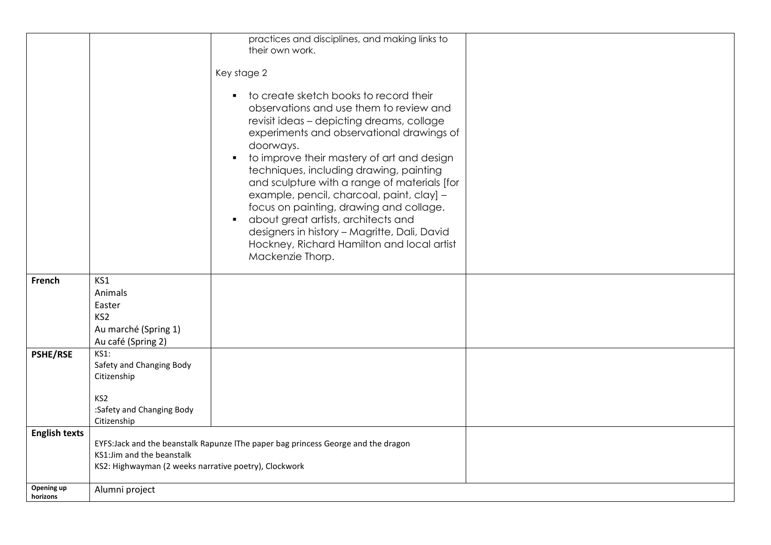| | | | |
|---|---|---|---|
| | | practices and disciplines, and making links to their own work.<br><br>Key stage 2<br><br>▪ to create sketch books to record their observations and use them to review and revisit ideas – depicting dreams, collage experiments and observational drawings of doorways.<br>▪ to improve their mastery of art and design techniques, including drawing, painting and sculpture with a range of materials [for example, pencil, charcoal, paint, clay] – focus on painting, drawing and collage.<br>▪ about great artists, architects and designers in history – Magritte, Dali, David Hockney, Richard Hamilton and local artist Mackenzie Thorp. | |
| **French** | KS1<br>Animals<br>Easter<br>KS2<br>Au marché (Spring 1)<br>Au café (Spring 2) | | |
| **PSHE/RSE** | KS1:<br>Safety and Changing Body<br>Citizenship<br><br>KS2<br>:Safety and Changing Body<br>Citizenship | | |
| **English texts** | EYFS:Jack and the beanstalk Rapunze lThe paper bag princess George and the dragon<br>KS1:Jim and the beanstalk<br>KS2: Highwayman (2 weeks narrative poetry), Clockwork | | |
| **Opening up horizons** | Alumni project | | |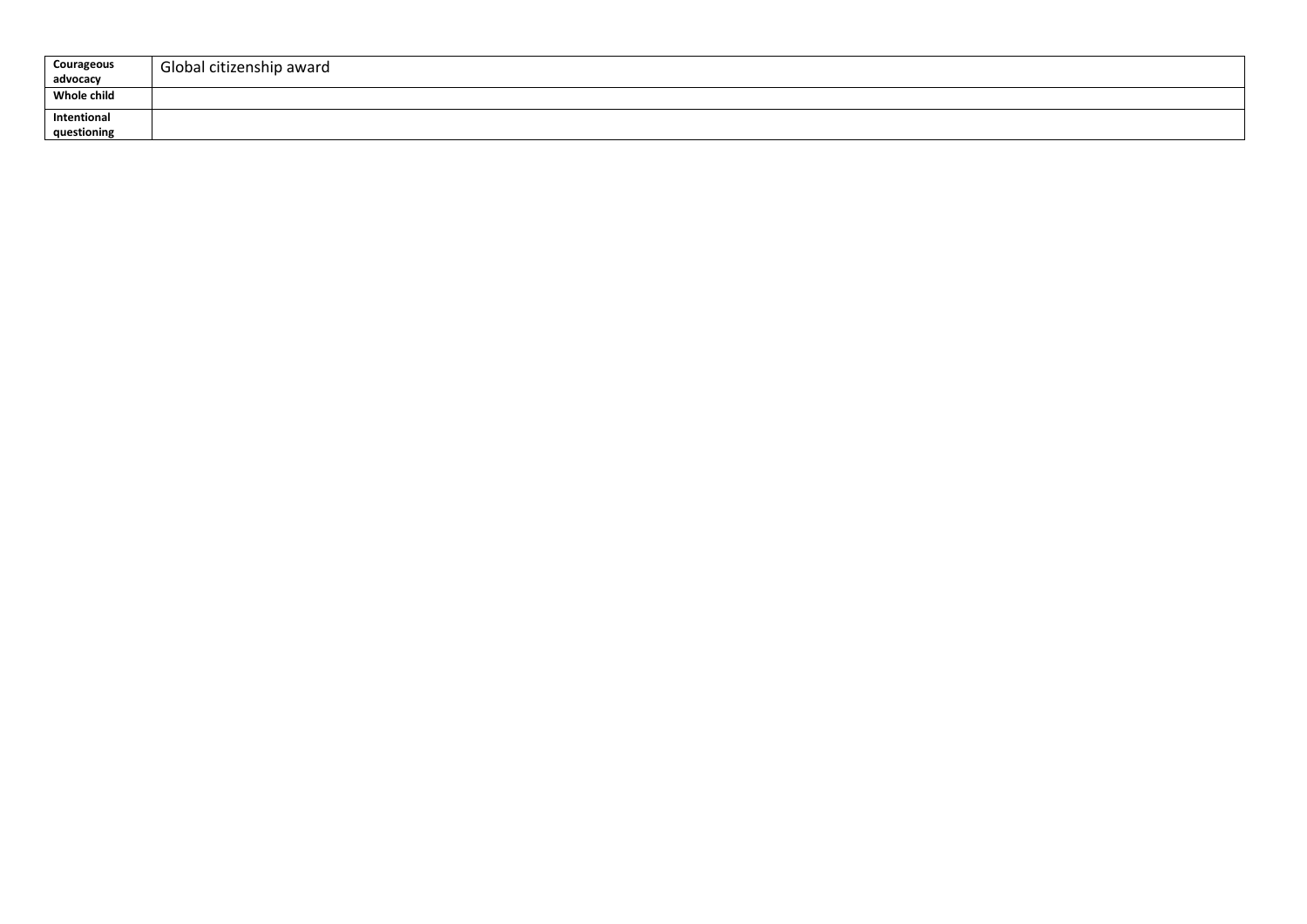| | |
|---|---|
| **Courageous advocacy** | Global citizenship award |
| **Whole child** | |
| **Intentional questioning** | |